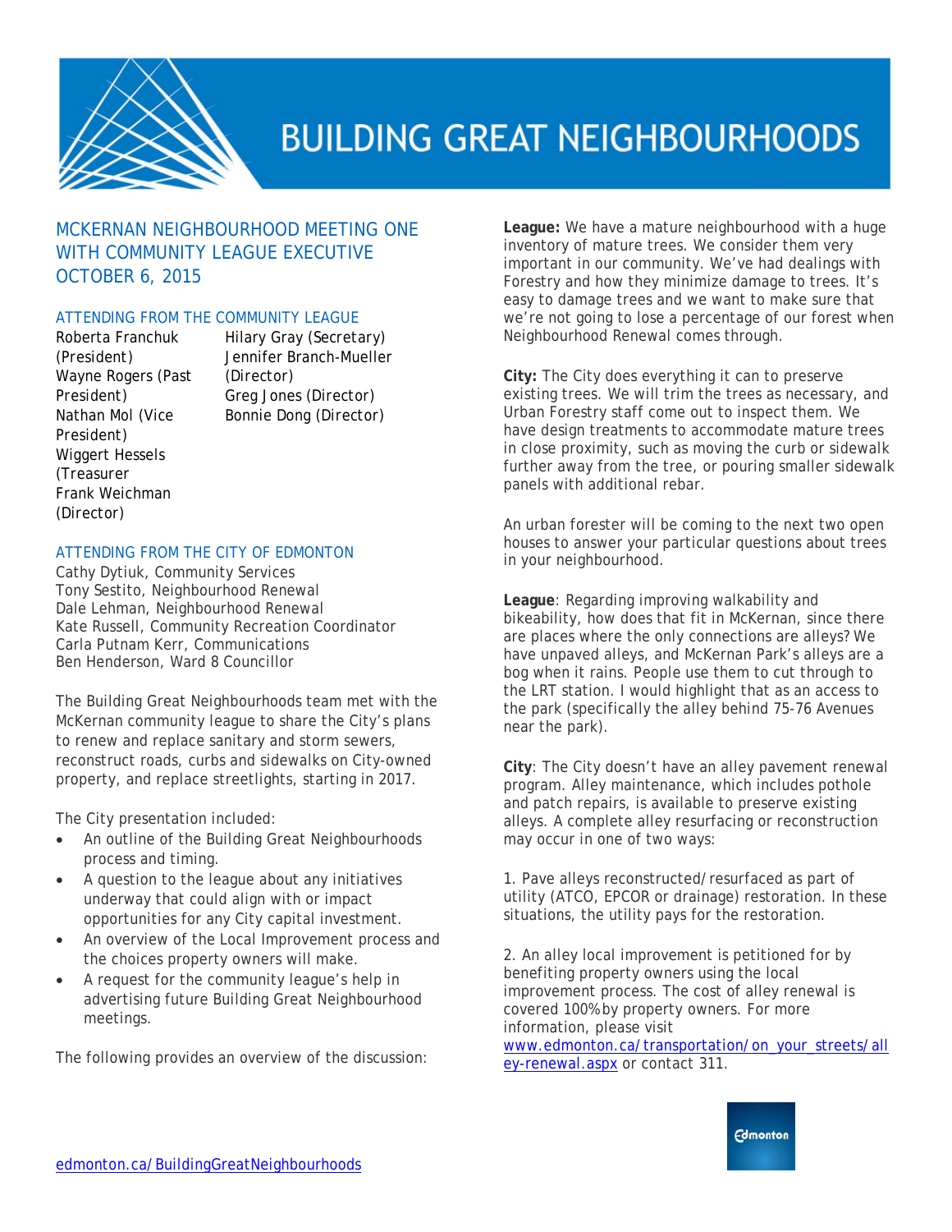# BUILDING GREAT NEIGHBOURHOODS

## MCKERNAN NEIGHBOURHOOD MEETING ONE WITH COMMUNITY LEAGUE EXECUTIVE OCTOBER 6, 2015

### ATTENDING FROM THE COMMUNITY LEAGUE

Roberta Franchuk (President)
Wayne Rogers (Past President)
Nathan Mol (Vice President)
Wiggert Hessels (Treasurer
Frank Weichman (Director)
Hilary Gray (Secretary)
Jennifer Branch-Mueller (Director)
Greg Jones (Director)
Bonnie Dong (Director)

### ATTENDING FROM THE CITY OF EDMONTON

Cathy Dytiuk, Community Services
Tony Sestito, Neighbourhood Renewal
Dale Lehman, Neighbourhood Renewal
Kate Russell, Community Recreation Coordinator
Carla Putnam Kerr, Communications
Ben Henderson, Ward 8 Councillor

The Building Great Neighbourhoods team met with the McKernan community league to share the City's plans to renew and replace sanitary and storm sewers, reconstruct roads, curbs and sidewalks on City-owned property, and replace streetlights, starting in 2017.

The City presentation included:

- An outline of the Building Great Neighbourhoods process and timing.
- A question to the league about any initiatives underway that could align with or impact opportunities for any City capital investment.
- An overview of the Local Improvement process and the choices property owners will make.
- A request for the community league's help in advertising future Building Great Neighbourhood meetings.

The following provides an overview of the discussion:

**League:** We have a mature neighbourhood with a huge inventory of mature trees. We consider them very important in our community. We've had dealings with Forestry and how they minimize damage to trees. It's easy to damage trees and we want to make sure that we're not going to lose a percentage of our forest when Neighbourhood Renewal comes through.

**City:** The City does everything it can to preserve existing trees. We will trim the trees as necessary, and Urban Forestry staff come out to inspect them. We have design treatments to accommodate mature trees in close proximity, such as moving the curb or sidewalk further away from the tree, or pouring smaller sidewalk panels with additional rebar.

An urban forester will be coming to the next two open houses to answer your particular questions about trees in your neighbourhood.

**League**: Regarding improving walkability and bikeability, how does that fit in McKernan, since there are places where the only connections are alleys? We have unpaved alleys, and McKernan Park's alleys are a bog when it rains. People use them to cut through to the LRT station. I would highlight that as an access to the park (specifically the alley behind 75-76 Avenues near the park).

**City**: The City doesn't have an alley pavement renewal program. Alley maintenance, which includes pothole and patch repairs, is available to preserve existing alleys. A complete alley resurfacing or reconstruction may occur in one of two ways:

1. Pave alleys reconstructed/resurfaced as part of utility (ATCO, EPCOR or drainage) restoration. In these situations, the utility pays for the restoration.

2. An alley local improvement is petitioned for by benefiting property owners using the local improvement process. The cost of alley renewal is covered 100% by property owners. For more information, please visit [www.edmonton.ca/transportation/on_your_streets/alley-renewal.aspx](www.edmonton.ca/transportation/on_your_streets/alley-renewal.aspx) or contact 311.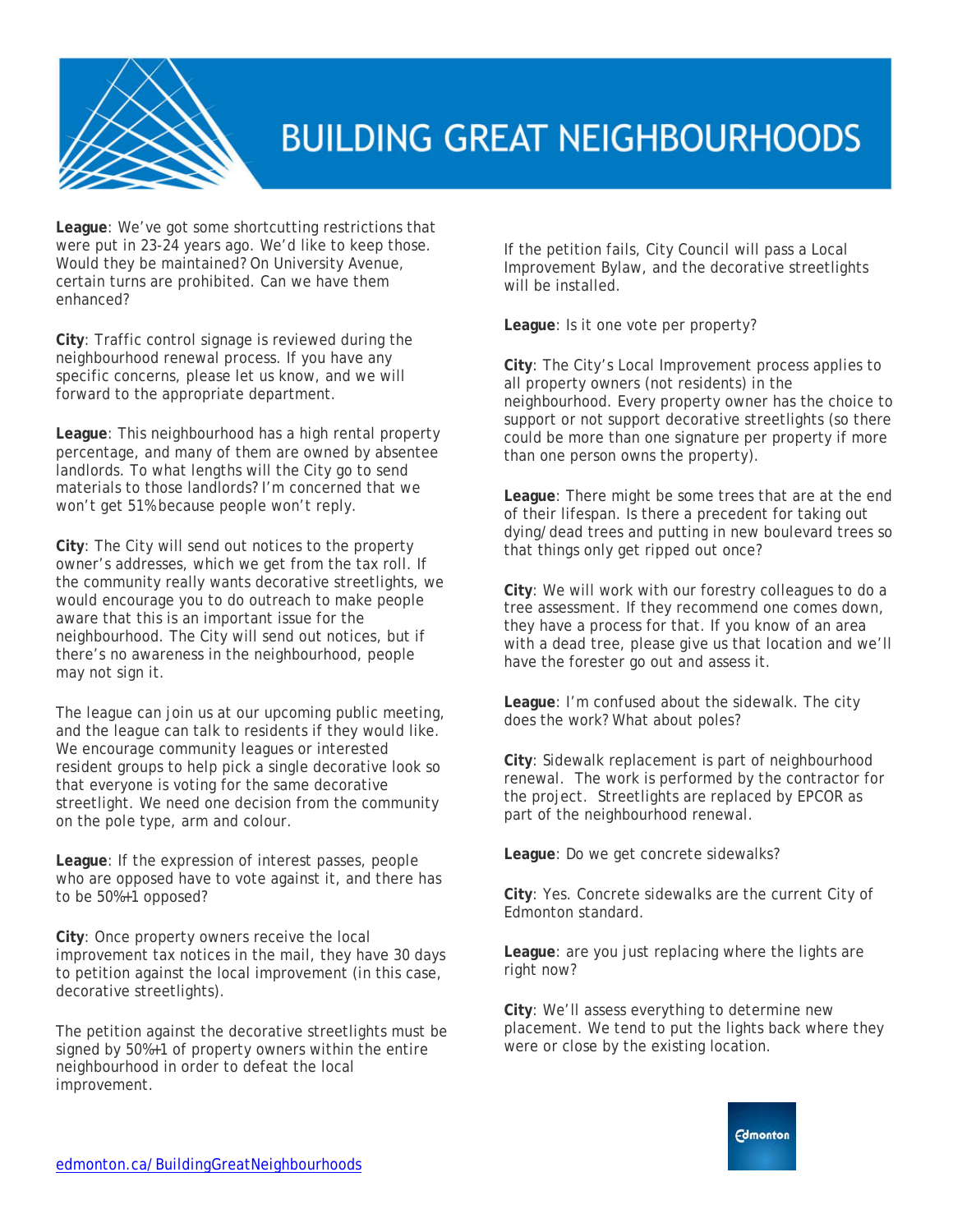**League**: We've got some shortcutting restrictions that were put in 23-24 years ago. We'd like to keep those. Would they be maintained? On University Avenue, certain turns are prohibited. Can we have them enhanced?

**City**: Traffic control signage is reviewed during the neighbourhood renewal process. If you have any specific concerns, please let us know, and we will forward to the appropriate department.

**League**: This neighbourhood has a high rental property percentage, and many of them are owned by absentee landlords. To what lengths will the City go to send materials to those landlords? I'm concerned that we won't get 51% because people won't reply.

**City**: The City will send out notices to the property owner's addresses, which we get from the tax roll. If the community really wants decorative streetlights, we would encourage you to do outreach to make people aware that this is an important issue for the neighbourhood. The City will send out notices, but if there's no awareness in the neighbourhood, people may not sign it.

The league can join us at our upcoming public meeting, and the league can talk to residents if they would like. We encourage community leagues or interested resident groups to help pick a single decorative look so that everyone is voting for the same decorative streetlight. We need one decision from the community on the pole type, arm and colour.

**League**: If the expression of interest passes, people who are opposed have to vote against it, and there has to be 50%+1 opposed?

**City**: Once property owners receive the local improvement tax notices in the mail, they have 30 days to petition against the local improvement (in this case, decorative streetlights).

The petition against the decorative streetlights must be signed by 50%+1 of property owners within the entire neighbourhood in order to defeat the local improvement.

If the petition fails, City Council will pass a Local Improvement Bylaw, and the decorative streetlights will be installed.

**League**: Is it one vote per property?

**City**: The City's Local Improvement process applies to all property owners (not residents) in the neighbourhood. Every property owner has the choice to support or not support decorative streetlights (so there could be more than one signature per property if more than one person owns the property).

**League**: There might be some trees that are at the end of their lifespan. Is there a precedent for taking out dying/dead trees and putting in new boulevard trees so that things only get ripped out once?

**City**: We will work with our forestry colleagues to do a tree assessment. If they recommend one comes down, they have a process for that. If you know of an area with a dead tree, please give us that location and we'll have the forester go out and assess it.

**League**: I'm confused about the sidewalk. The city does the work? What about poles?

**City**: Sidewalk replacement is part of neighbourhood renewal. The work is performed by the contractor for the project. Streetlights are replaced by EPCOR as part of the neighbourhood renewal.

**League**: Do we get concrete sidewalks?

**City**: Yes. Concrete sidewalks are the current City of Edmonton standard.

**League**: are you just replacing where the lights are right now?

**City**: We'll assess everything to determine new placement. We tend to put the lights back where they were or close by the existing location.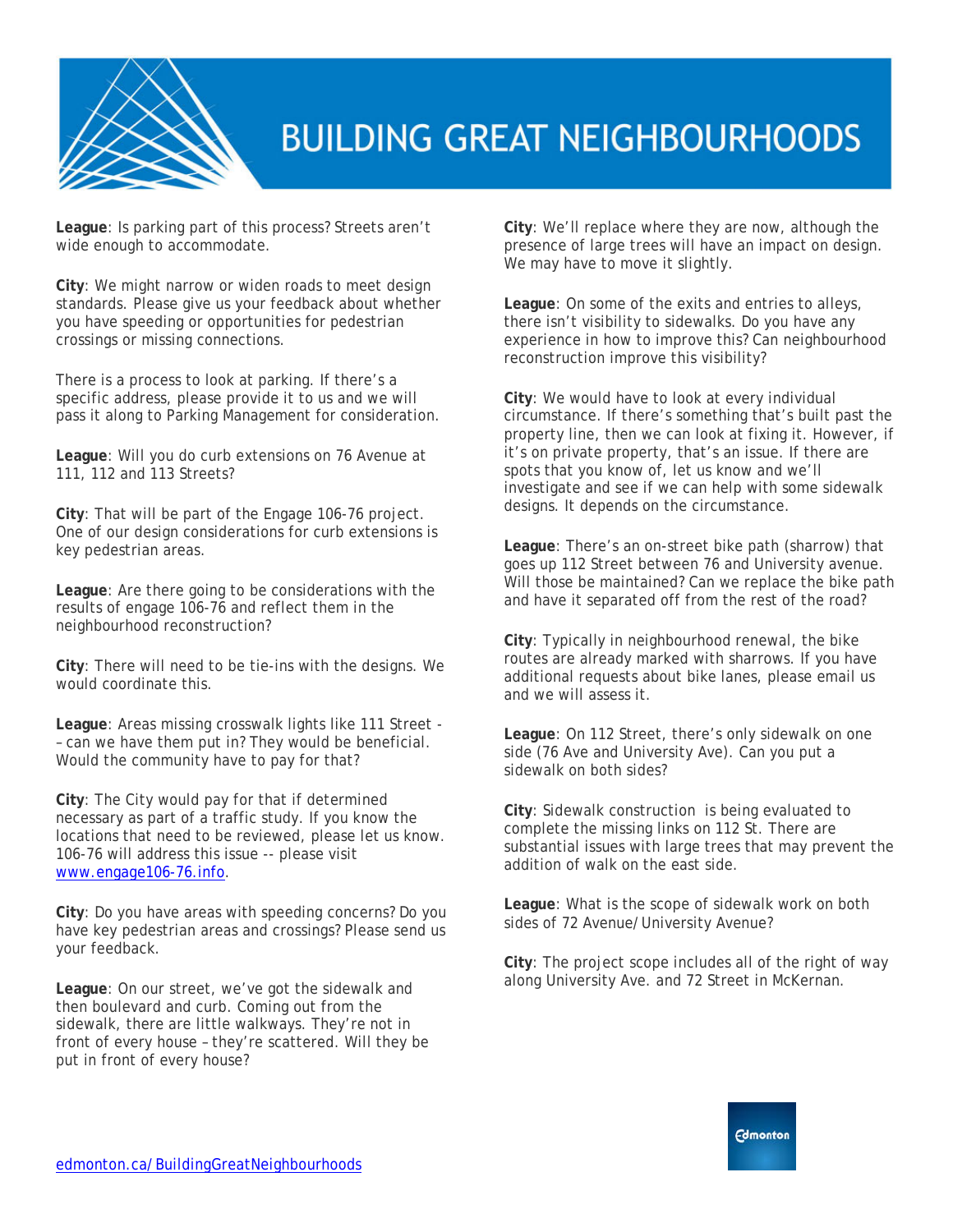**League**: Is parking part of this process? Streets aren't wide enough to accommodate.

**City**: We might narrow or widen roads to meet design standards. Please give us your feedback about whether you have speeding or opportunities for pedestrian crossings or missing connections.

There is a process to look at parking. If there's a specific address, please provide it to us and we will pass it along to Parking Management for consideration.

**League**: Will you do curb extensions on 76 Avenue at 111, 112 and 113 Streets?

**City**: That will be part of the Engage 106-76 project. One of our design considerations for curb extensions is key pedestrian areas.

**League**: Are there going to be considerations with the results of engage 106-76 and reflect them in the neighbourhood reconstruction?

**City**: There will need to be tie-ins with the designs. We would coordinate this.

**League**: Areas missing crosswalk lights like 111 Street -– can we have them put in? They would be beneficial. Would the community have to pay for that?

**City**: The City would pay for that if determined necessary as part of a traffic study. If you know the locations that need to be reviewed, please let us know. 106-76 will address this issue -- please visit [www.engage106-76.info](www.engage106-76.info).

**City**: Do you have areas with speeding concerns? Do you have key pedestrian areas and crossings? Please send us your feedback.

**League**: On our street, we've got the sidewalk and then boulevard and curb. Coming out from the sidewalk, there are little walkways. They're not in front of every house – they're scattered. Will they be put in front of every house?

**City**: We'll replace where they are now, although the presence of large trees will have an impact on design. We may have to move it slightly.

**League**: On some of the exits and entries to alleys, there isn't visibility to sidewalks. Do you have any experience in how to improve this? Can neighbourhood reconstruction improve this visibility?

**City**: We would have to look at every individual circumstance. If there's something that's built past the property line, then we can look at fixing it. However, if it's on private property, that's an issue. If there are spots that you know of, let us know and we'll investigate and see if we can help with some sidewalk designs. It depends on the circumstance.

**League**: There's an on-street bike path (sharrow) that goes up 112 Street between 76 and University avenue. Will those be maintained? Can we replace the bike path and have it separated off from the rest of the road?

**City**: Typically in neighbourhood renewal, the bike routes are already marked with sharrows. If you have additional requests about bike lanes, please email us and we will assess it.

**League**: On 112 Street, there's only sidewalk on one side (76 Ave and University Ave). Can you put a sidewalk on both sides?

**City**: Sidewalk construction is being evaluated to complete the missing links on 112 St. There are substantial issues with large trees that may prevent the addition of walk on the east side.

**League**: What is the scope of sidewalk work on both sides of 72 Avenue/University Avenue?

**City**: The project scope includes all of the right of way along University Ave. and 72 Street in McKernan.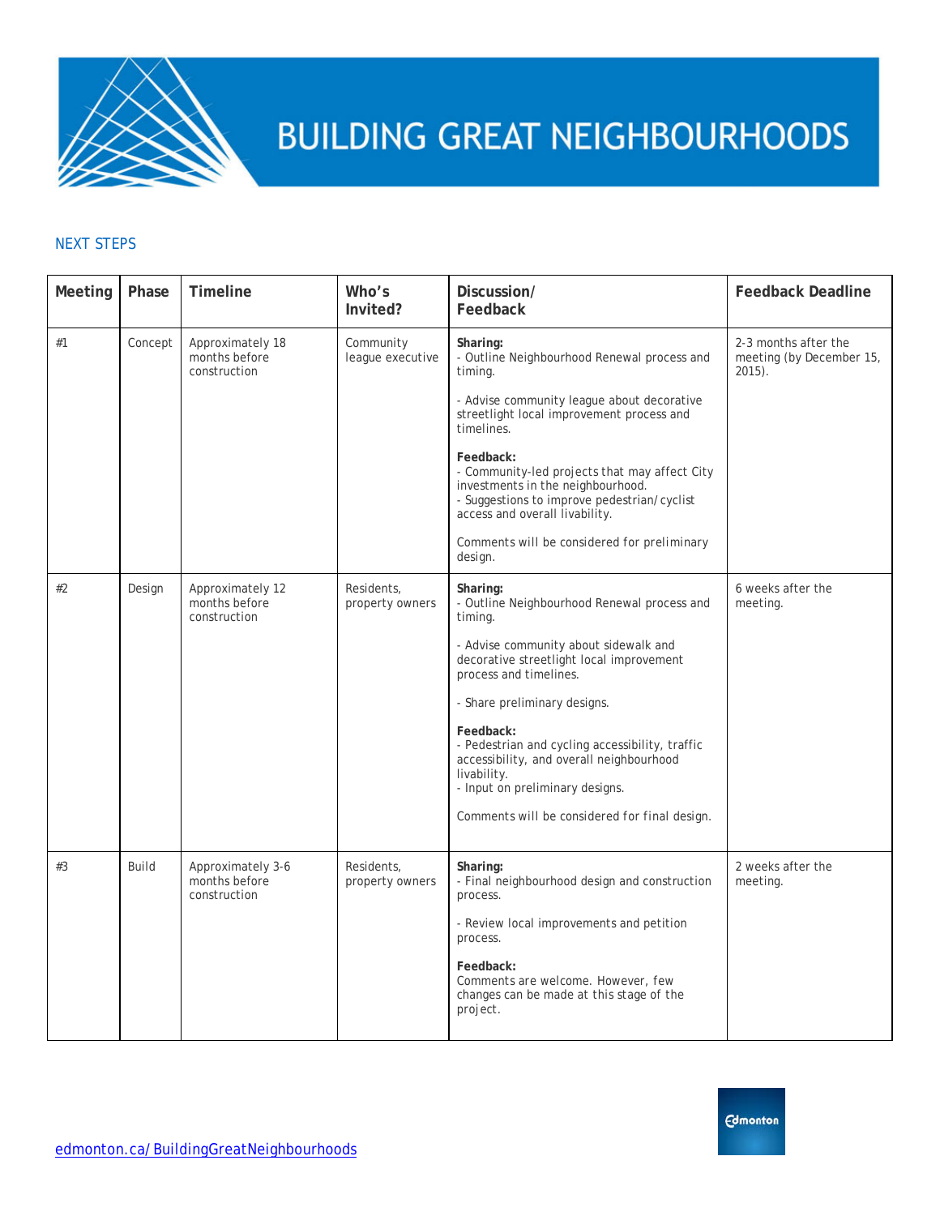# BUILDING GREAT NEIGHBOURHOODS

## NEXT STEPS

| Meeting | Phase | Timeline | Who's Invited? | Discussion/ Feedback | Feedback Deadline |
|---|---|---|---|---|---|
| #1 | Concept | Approximately 18 months before construction | Community league executive | **Sharing:**<br>- Outline Neighbourhood Renewal process and timing.<br><br>- Advise community league about decorative streetlight local improvement process and timelines.<br><br>**Feedback:**<br>- Community-led projects that may affect City investments in the neighbourhood.<br>- Suggestions to improve pedestrian/cyclist access and overall livability.<br><br>Comments will be considered for preliminary design. | 2-3 months after the meeting (by December 15, 2015). |
| #2 | Design | Approximately 12 months before construction | Residents, property owners | **Sharing:**<br>- Outline Neighbourhood Renewal process and timing.<br><br>- Advise community about sidewalk and decorative streetlight local improvement process and timelines.<br><br>- Share preliminary designs.<br><br>**Feedback:**<br>- Pedestrian and cycling accessibility, traffic accessibility, and overall neighbourhood livability.<br>- Input on preliminary designs.<br><br>Comments will be considered for final design. | 6 weeks after the meeting. |
| #3 | Build | Approximately 3-6 months before construction | Residents, property owners | **Sharing:**<br>- Final neighbourhood design and construction process.<br><br>- Review local improvements and petition process.<br><br>**Feedback:**<br>Comments are welcome. However, few changes can be made at this stage of the project. | 2 weeks after the meeting. |

edmonton.ca/BuildingGreatNeighbourhoods

Edmonton